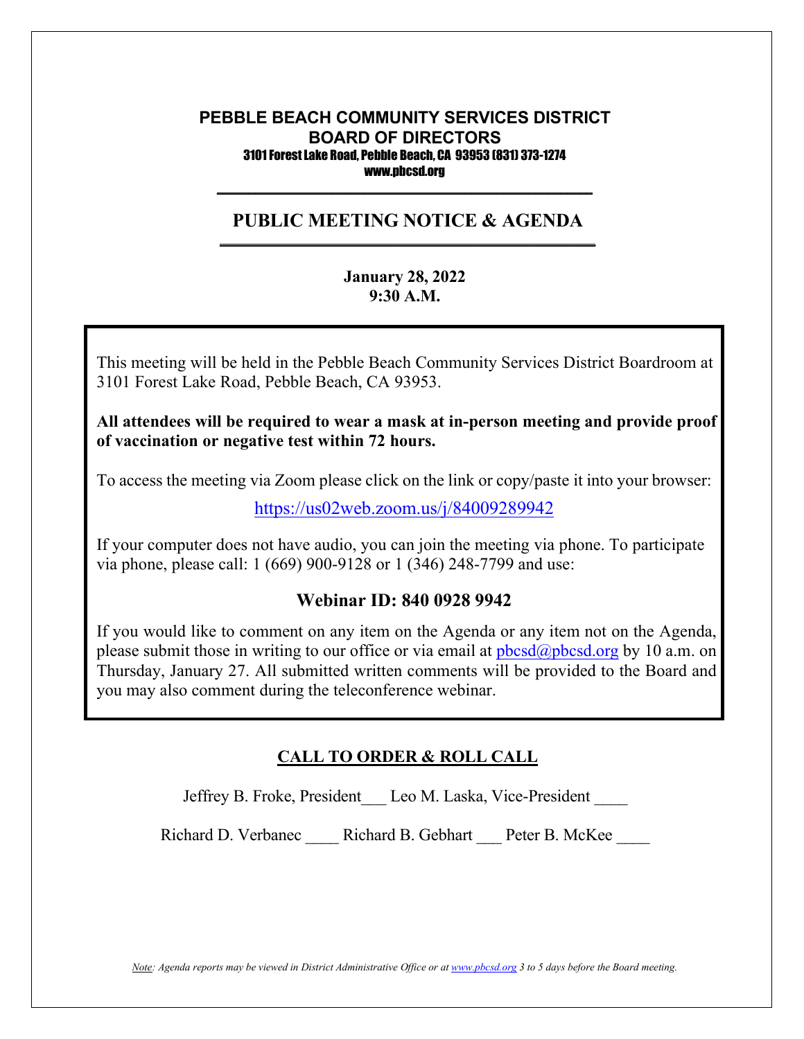# PEBBLE BEACH COMMUNITY SERVICES DISTRICT
## BOARD OF DIRECTORS

3101 Forest Lake Road, Pebble Beach, CA 93953 (831) 373-1274
www.pbcsd.org

---

## PUBLIC MEETING NOTICE & AGENDA

---

**January 28, 2022**
**9:30 A.M.**

This meeting will be held in the Pebble Beach Community Services District Boardroom at 3101 Forest Lake Road, Pebble Beach, CA 93953.

**All attendees will be required to wear a mask at in-person meeting and provide proof of vaccination or negative test within 72 hours.**

To access the meeting via Zoom please click on the link or copy/paste it into your browser:

https://us02web.zoom.us/j/84009289942

If your computer does not have audio, you can join the meeting via phone. To participate via phone, please call: 1 (669) 900-9128 or 1 (346) 248-7799 and use:

**Webinar ID: 840 0928 9942**

If you would like to comment on any item on the Agenda or any item not on the Agenda, please submit those in writing to our office or via email at pbcsd@pbcsd.org by 10 a.m. on Thursday, January 27. All submitted written comments will be provided to the Board and you may also comment during the teleconference webinar.

## CALL TO ORDER & ROLL CALL

Jeffrey B. Froke, President___ Leo M. Laska, Vice-President ____

Richard D. Verbanec ____ Richard B. Gebhart ___ Peter B. McKee ____

*Note: Agenda reports may be viewed in District Administrative Office or at www.pbcsd.org 3 to 5 days before the Board meeting.*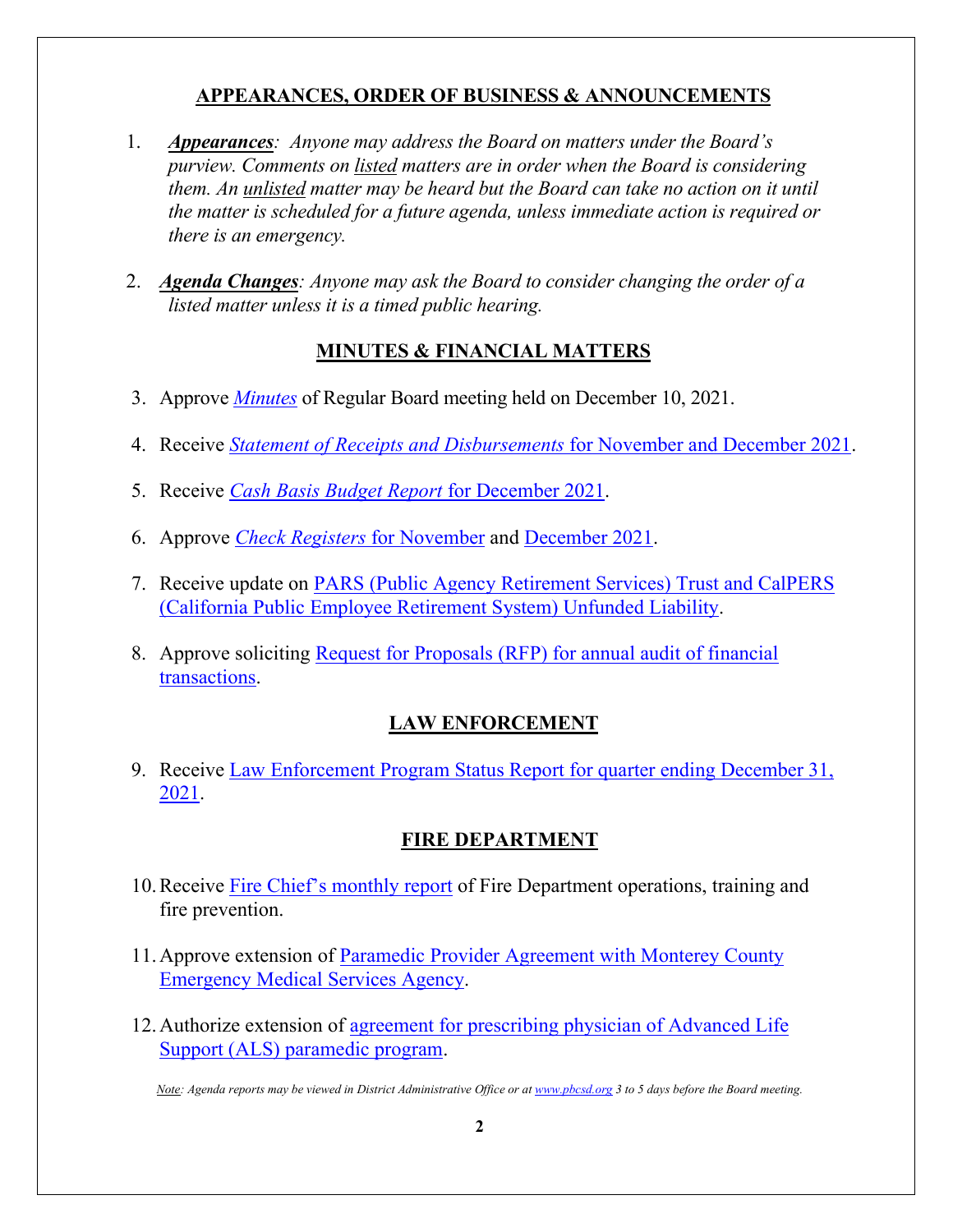## APPEARANCES, ORDER OF BUSINESS & ANNOUNCEMENTS

1. ***Appearances****: Anyone may address the Board on matters under the Board's purview. Comments on listed matters are in order when the Board is considering them. An unlisted matter may be heard but the Board can take no action on it until the matter is scheduled for a future agenda, unless immediate action is required or there is an emergency.*

2. ***Agenda Changes****: Anyone may ask the Board to consider changing the order of a listed matter unless it is a timed public hearing.*

## MINUTES & FINANCIAL MATTERS

3. Approve *Minutes* of Regular Board meeting held on December 10, 2021.

4. Receive *Statement of Receipts and Disbursements* for November and December 2021.

5. Receive *Cash Basis Budget Report* for December 2021.

6. Approve *Check Registers* for November and December 2021.

7. Receive update on PARS (Public Agency Retirement Services) Trust and CalPERS (California Public Employee Retirement System) Unfunded Liability.

8. Approve soliciting Request for Proposals (RFP) for annual audit of financial transactions.

## LAW ENFORCEMENT

9. Receive Law Enforcement Program Status Report for quarter ending December 31, 2021.

## FIRE DEPARTMENT

10. Receive Fire Chief's monthly report of Fire Department operations, training and fire prevention.

11. Approve extension of Paramedic Provider Agreement with Monterey County Emergency Medical Services Agency.

12. Authorize extension of agreement for prescribing physician of Advanced Life Support (ALS) paramedic program.

*Note: Agenda reports may be viewed in District Administrative Office or at www.pbcsd.org 3 to 5 days before the Board meeting.*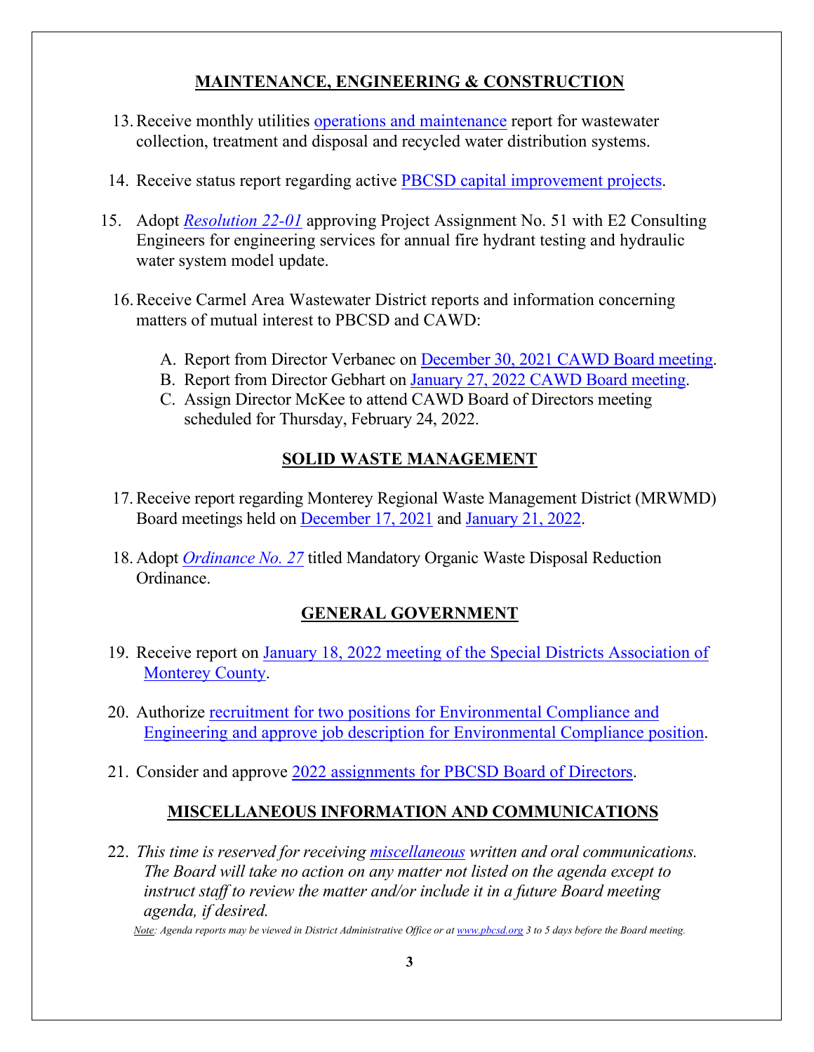## MAINTENANCE, ENGINEERING & CONSTRUCTION

13. Receive monthly utilities operations and maintenance report for wastewater collection, treatment and disposal and recycled water distribution systems.

14. Receive status report regarding active PBCSD capital improvement projects.

15. Adopt *Resolution 22-01* approving Project Assignment No. 51 with E2 Consulting Engineers for engineering services for annual fire hydrant testing and hydraulic water system model update.

16. Receive Carmel Area Wastewater District reports and information concerning matters of mutual interest to PBCSD and CAWD:

    A. Report from Director Verbanec on December 30, 2021 CAWD Board meeting.
    B. Report from Director Gebhart on January 27, 2022 CAWD Board meeting.
    C. Assign Director McKee to attend CAWD Board of Directors meeting scheduled for Thursday, February 24, 2022.

## SOLID WASTE MANAGEMENT

17. Receive report regarding Monterey Regional Waste Management District (MRWMD) Board meetings held on December 17, 2021 and January 21, 2022.

18. Adopt *Ordinance No. 27* titled Mandatory Organic Waste Disposal Reduction Ordinance.

## GENERAL GOVERNMENT

19. Receive report on January 18, 2022 meeting of the Special Districts Association of Monterey County.

20. Authorize recruitment for two positions for Environmental Compliance and Engineering and approve job description for Environmental Compliance position.

21. Consider and approve 2022 assignments for PBCSD Board of Directors.

## MISCELLANEOUS INFORMATION AND COMMUNICATIONS

22. *This time is reserved for receiving miscellaneous written and oral communications. The Board will take no action on any matter not listed on the agenda except to instruct staff to review the matter and/or include it in a future Board meeting agenda, if desired.*

*Note: Agenda reports may be viewed in District Administrative Office or at www.pbcsd.org 3 to 5 days before the Board meeting.*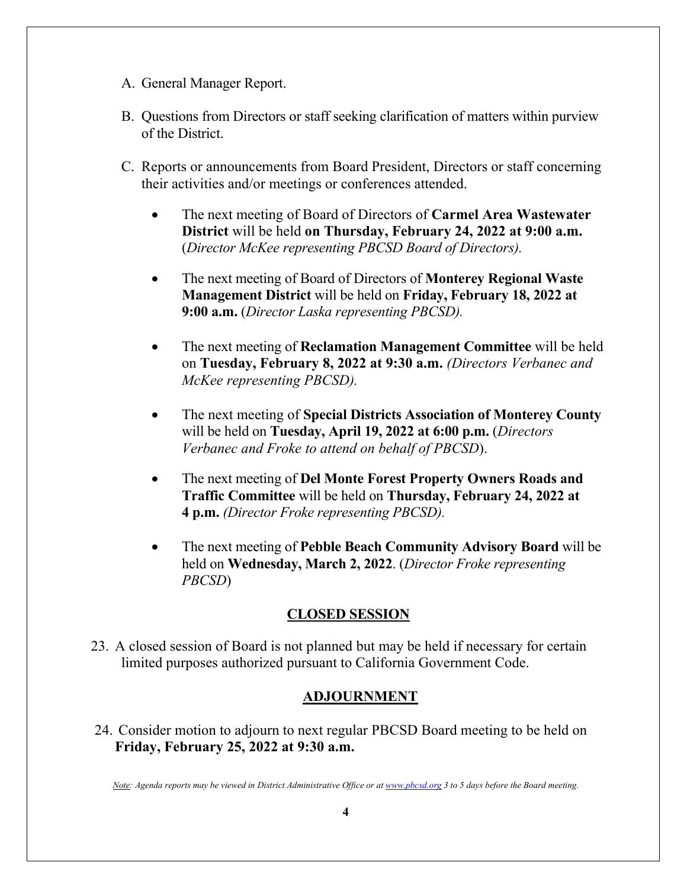A. General Manager Report.

B. Questions from Directors or staff seeking clarification of matters within purview of the District.

C. Reports or announcements from Board President, Directors or staff concerning their activities and/or meetings or conferences attended.

- The next meeting of Board of Directors of **Carmel Area Wastewater District** will be held **on Thursday, February 24, 2022 at 9:00 a.m.** (*Director McKee representing PBCSD Board of Directors).*

- The next meeting of Board of Directors of **Monterey Regional Waste Management District** will be held on **Friday, February 18, 2022 at 9:00 a.m.** (*Director Laska representing PBCSD).*

- The next meeting of **Reclamation Management Committee** will be held on **Tuesday, February 8, 2022 at 9:30 a.m.** *(Directors Verbanec and McKee representing PBCSD).*

- The next meeting of **Special Districts Association of Monterey County** will be held on **Tuesday, April 19, 2022 at 6:00 p.m.** (*Directors Verbanec and Froke to attend on behalf of PBCSD*).

- The next meeting of **Del Monte Forest Property Owners Roads and Traffic Committee** will be held on **Thursday, February 24, 2022 at 4 p.m.** *(Director Froke representing PBCSD).*

- The next meeting of **Pebble Beach Community Advisory Board** will be held on **Wednesday, March 2, 2022**. (*Director Froke representing PBCSD*)

## CLOSED SESSION

23. A closed session of Board is not planned but may be held if necessary for certain limited purposes authorized pursuant to California Government Code.

## ADJOURNMENT

24. Consider motion to adjourn to next regular PBCSD Board meeting to be held on **Friday, February 25, 2022 at 9:30 a.m.**

*Note: Agenda reports may be viewed in District Administrative Office or at www.pbcsd.org 3 to 5 days before the Board meeting.*